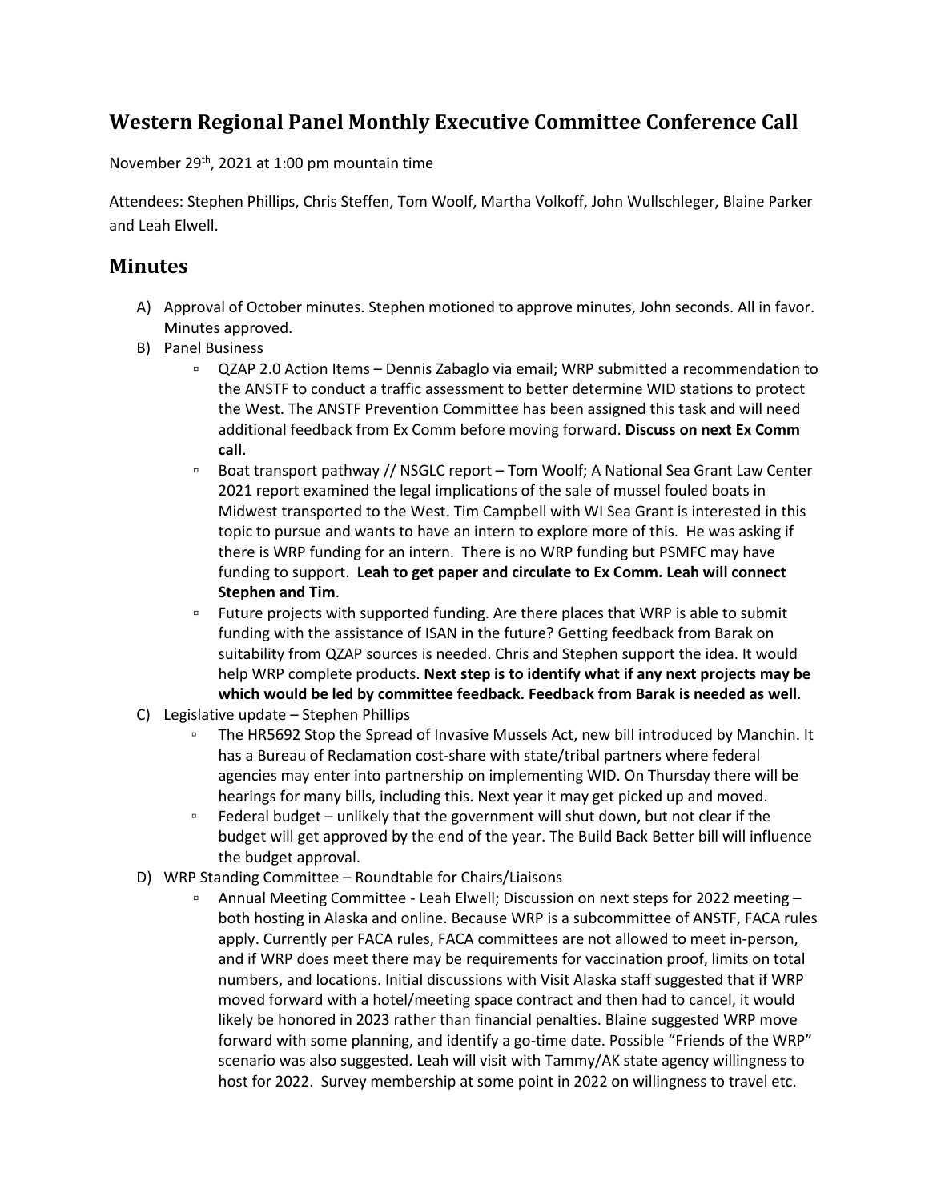# Western Regional Panel Monthly Executive Committee Conference Call

November 29th, 2021 at 1:00 pm mountain time

Attendees: Stephen Phillips, Chris Steffen, Tom Woolf, Martha Volkoff, John Wullschleger, Blaine Parker and Leah Elwell.

## Minutes

A) Approval of October minutes. Stephen motioned to approve minutes, John seconds. All in favor. Minutes approved.

B) Panel Business

- QZAP 2.0 Action Items – Dennis Zabaglo via email; WRP submitted a recommendation to the ANSTF to conduct a traffic assessment to better determine WID stations to protect the West. The ANSTF Prevention Committee has been assigned this task and will need additional feedback from Ex Comm before moving forward. **Discuss on next Ex Comm call**.
- Boat transport pathway // NSGLC report – Tom Woolf; A National Sea Grant Law Center 2021 report examined the legal implications of the sale of mussel fouled boats in Midwest transported to the West. Tim Campbell with WI Sea Grant is interested in this topic to pursue and wants to have an intern to explore more of this. He was asking if there is WRP funding for an intern. There is no WRP funding but PSMFC may have funding to support. **Leah to get paper and circulate to Ex Comm. Leah will connect Stephen and Tim**.
- Future projects with supported funding. Are there places that WRP is able to submit funding with the assistance of ISAN in the future? Getting feedback from Barak on suitability from QZAP sources is needed. Chris and Stephen support the idea. It would help WRP complete products. **Next step is to identify what if any next projects may be which would be led by committee feedback. Feedback from Barak is needed as well**.

C) Legislative update – Stephen Phillips

- The HR5692 Stop the Spread of Invasive Mussels Act, new bill introduced by Manchin. It has a Bureau of Reclamation cost-share with state/tribal partners where federal agencies may enter into partnership on implementing WID. On Thursday there will be hearings for many bills, including this. Next year it may get picked up and moved.
- Federal budget – unlikely that the government will shut down, but not clear if the budget will get approved by the end of the year. The Build Back Better bill will influence the budget approval.

D) WRP Standing Committee – Roundtable for Chairs/Liaisons

- Annual Meeting Committee - Leah Elwell; Discussion on next steps for 2022 meeting – both hosting in Alaska and online. Because WRP is a subcommittee of ANSTF, FACA rules apply. Currently per FACA rules, FACA committees are not allowed to meet in-person, and if WRP does meet there may be requirements for vaccination proof, limits on total numbers, and locations. Initial discussions with Visit Alaska staff suggested that if WRP moved forward with a hotel/meeting space contract and then had to cancel, it would likely be honored in 2023 rather than financial penalties. Blaine suggested WRP move forward with some planning, and identify a go-time date. Possible "Friends of the WRP" scenario was also suggested. Leah will visit with Tammy/AK state agency willingness to host for 2022. Survey membership at some point in 2022 on willingness to travel etc.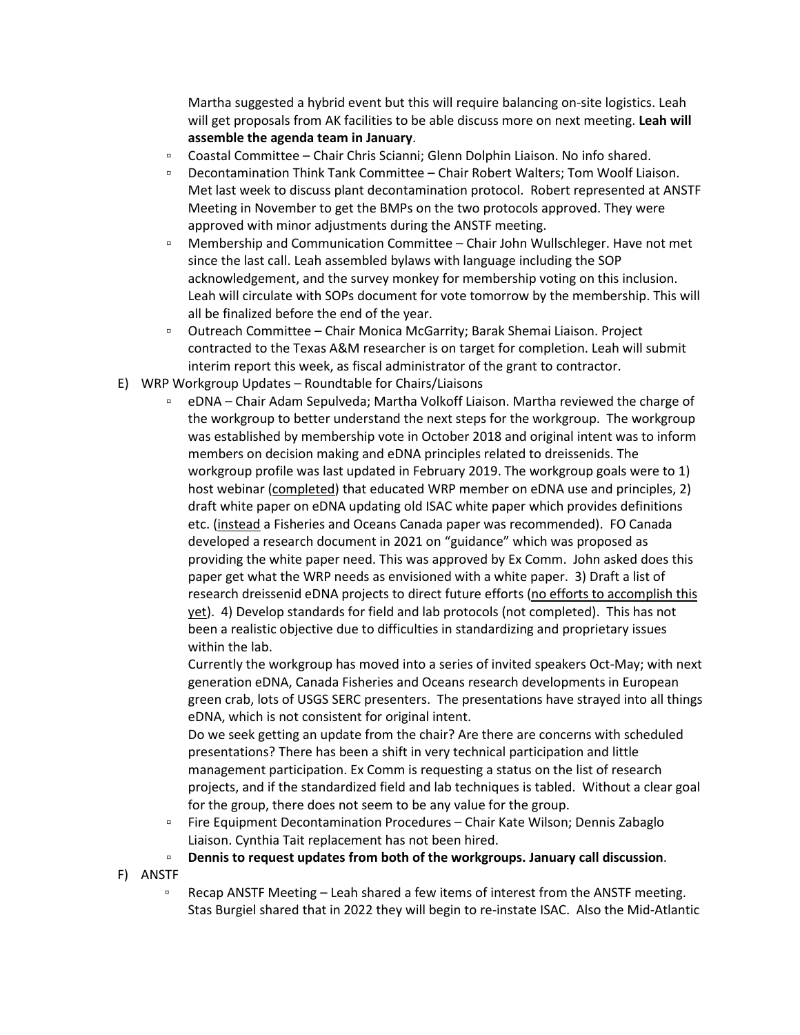Martha suggested a hybrid event but this will require balancing on-site logistics. Leah will get proposals from AK facilities to be able discuss more on next meeting. **Leah will assemble the agenda team in January**.

- Coastal Committee – Chair Chris Scianni; Glenn Dolphin Liaison. No info shared.
- Decontamination Think Tank Committee – Chair Robert Walters; Tom Woolf Liaison. Met last week to discuss plant decontamination protocol. Robert represented at ANSTF Meeting in November to get the BMPs on the two protocols approved. They were approved with minor adjustments during the ANSTF meeting.
- Membership and Communication Committee – Chair John Wullschleger. Have not met since the last call. Leah assembled bylaws with language including the SOP acknowledgement, and the survey monkey for membership voting on this inclusion. Leah will circulate with SOPs document for vote tomorrow by the membership. This will all be finalized before the end of the year.
- Outreach Committee – Chair Monica McGarrity; Barak Shemai Liaison. Project contracted to the Texas A&M researcher is on target for completion. Leah will submit interim report this week, as fiscal administrator of the grant to contractor.

E) WRP Workgroup Updates – Roundtable for Chairs/Liaisons

- eDNA – Chair Adam Sepulveda; Martha Volkoff Liaison. Martha reviewed the charge of the workgroup to better understand the next steps for the workgroup. The workgroup was established by membership vote in October 2018 and original intent was to inform members on decision making and eDNA principles related to dreissenids. The workgroup profile was last updated in February 2019. The workgroup goals were to 1) host webinar (completed) that educated WRP member on eDNA use and principles, 2) draft white paper on eDNA updating old ISAC white paper which provides definitions etc. (instead a Fisheries and Oceans Canada paper was recommended). FO Canada developed a research document in 2021 on "guidance" which was proposed as providing the white paper need. This was approved by Ex Comm. John asked does this paper get what the WRP needs as envisioned with a white paper. 3) Draft a list of research dreissenid eDNA projects to direct future efforts (no efforts to accomplish this yet). 4) Develop standards for field and lab protocols (not completed). This has not been a realistic objective due to difficulties in standardizing and proprietary issues within the lab.

  Currently the workgroup has moved into a series of invited speakers Oct-May; with next generation eDNA, Canada Fisheries and Oceans research developments in European green crab, lots of USGS SERC presenters. The presentations have strayed into all things eDNA, which is not consistent for original intent.

  Do we seek getting an update from the chair? Are there are concerns with scheduled presentations? There has been a shift in very technical participation and little management participation. Ex Comm is requesting a status on the list of research projects, and if the standardized field and lab techniques is tabled. Without a clear goal for the group, there does not seem to be any value for the group.
- Fire Equipment Decontamination Procedures – Chair Kate Wilson; Dennis Zabaglo Liaison. Cynthia Tait replacement has not been hired.
- **Dennis to request updates from both of the workgroups. January call discussion**.

F) ANSTF

- Recap ANSTF Meeting – Leah shared a few items of interest from the ANSTF meeting. Stas Burgiel shared that in 2022 they will begin to re-instate ISAC. Also the Mid-Atlantic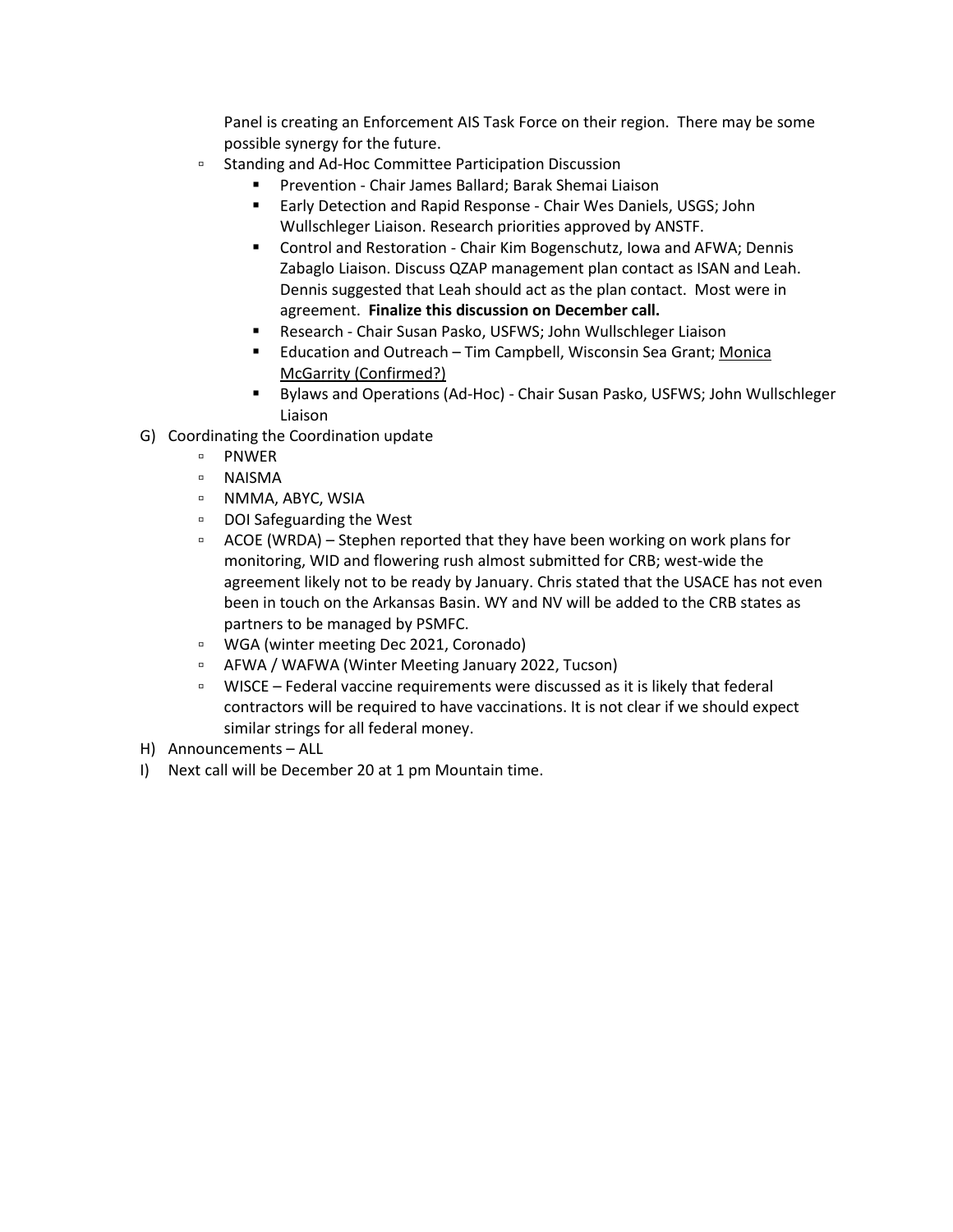Panel is creating an Enforcement AIS Task Force on their region. There may be some possible synergy for the future.

- Standing and Ad-Hoc Committee Participation Discussion
  - Prevention - Chair James Ballard; Barak Shemai Liaison
  - Early Detection and Rapid Response - Chair Wes Daniels, USGS; John Wullschleger Liaison. Research priorities approved by ANSTF.
  - Control and Restoration - Chair Kim Bogenschutz, Iowa and AFWA; Dennis Zabaglo Liaison. Discuss QZAP management plan contact as ISAN and Leah. Dennis suggested that Leah should act as the plan contact. Most were in agreement. **Finalize this discussion on December call.**
  - Research - Chair Susan Pasko, USFWS; John Wullschleger Liaison
  - Education and Outreach – Tim Campbell, Wisconsin Sea Grant; <u>Monica McGarrity (Confirmed?)</u>
  - Bylaws and Operations (Ad-Hoc) - Chair Susan Pasko, USFWS; John Wullschleger Liaison

G) Coordinating the Coordination update
- PNWER
- NAISMA
- NMMA, ABYC, WSIA
- DOI Safeguarding the West
- ACOE (WRDA) – Stephen reported that they have been working on work plans for monitoring, WID and flowering rush almost submitted for CRB; west-wide the agreement likely not to be ready by January. Chris stated that the USACE has not even been in touch on the Arkansas Basin. WY and NV will be added to the CRB states as partners to be managed by PSMFC.
- WGA (winter meeting Dec 2021, Coronado)
- AFWA / WAFWA (Winter Meeting January 2022, Tucson)
- WISCE – Federal vaccine requirements were discussed as it is likely that federal contractors will be required to have vaccinations. It is not clear if we should expect similar strings for all federal money.

H) Announcements – ALL

I) Next call will be December 20 at 1 pm Mountain time.